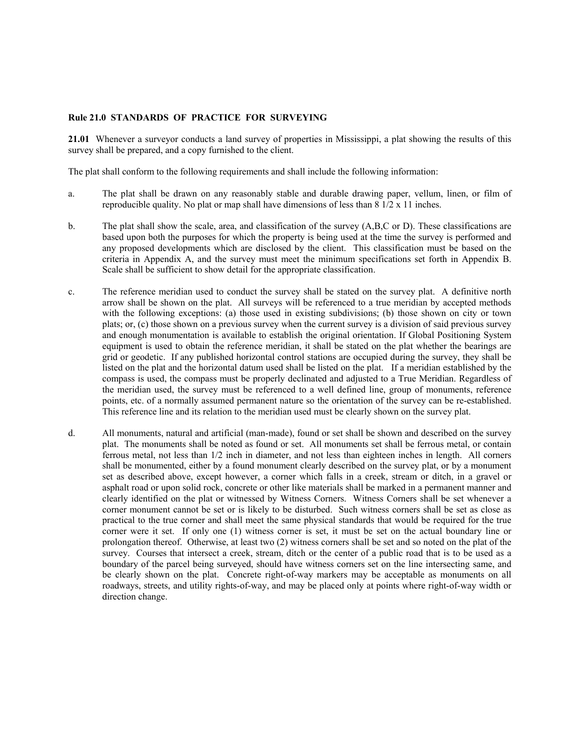## Rule 21.0 STANDARDS OF PRACTICE FOR SURVEYING

**21.01** Whenever a surveyor conducts a land survey of properties in Mississippi, a plat showing the results of this survey shall be prepared, and a copy furnished to the client.

The plat shall conform to the following requirements and shall include the following information:

a. The plat shall be drawn on any reasonably stable and durable drawing paper, vellum, linen, or film of reproducible quality. No plat or map shall have dimensions of less than 8 1/2 x 11 inches.

b. The plat shall show the scale, area, and classification of the survey (A,B,C or D). These classifications are based upon both the purposes for which the property is being used at the time the survey is performed and any proposed developments which are disclosed by the client. This classification must be based on the criteria in Appendix A, and the survey must meet the minimum specifications set forth in Appendix B. Scale shall be sufficient to show detail for the appropriate classification.

c. The reference meridian used to conduct the survey shall be stated on the survey plat. A definitive north arrow shall be shown on the plat. All surveys will be referenced to a true meridian by accepted methods with the following exceptions: (a) those used in existing subdivisions; (b) those shown on city or town plats; or, (c) those shown on a previous survey when the current survey is a division of said previous survey and enough monumentation is available to establish the original orientation. If Global Positioning System equipment is used to obtain the reference meridian, it shall be stated on the plat whether the bearings are grid or geodetic. If any published horizontal control stations are occupied during the survey, they shall be listed on the plat and the horizontal datum used shall be listed on the plat. If a meridian established by the compass is used, the compass must be properly declinated and adjusted to a True Meridian. Regardless of the meridian used, the survey must be referenced to a well defined line, group of monuments, reference points, etc. of a normally assumed permanent nature so the orientation of the survey can be re-established. This reference line and its relation to the meridian used must be clearly shown on the survey plat.

d. All monuments, natural and artificial (man-made), found or set shall be shown and described on the survey plat. The monuments shall be noted as found or set. All monuments set shall be ferrous metal, or contain ferrous metal, not less than 1/2 inch in diameter, and not less than eighteen inches in length. All corners shall be monumented, either by a found monument clearly described on the survey plat, or by a monument set as described above, except however, a corner which falls in a creek, stream or ditch, in a gravel or asphalt road or upon solid rock, concrete or other like materials shall be marked in a permanent manner and clearly identified on the plat or witnessed by Witness Corners. Witness Corners shall be set whenever a corner monument cannot be set or is likely to be disturbed. Such witness corners shall be set as close as practical to the true corner and shall meet the same physical standards that would be required for the true corner were it set. If only one (1) witness corner is set, it must be set on the actual boundary line or prolongation thereof. Otherwise, at least two (2) witness corners shall be set and so noted on the plat of the survey. Courses that intersect a creek, stream, ditch or the center of a public road that is to be used as a boundary of the parcel being surveyed, should have witness corners set on the line intersecting same, and be clearly shown on the plat. Concrete right-of-way markers may be acceptable as monuments on all roadways, streets, and utility rights-of-way, and may be placed only at points where right-of-way width or direction change.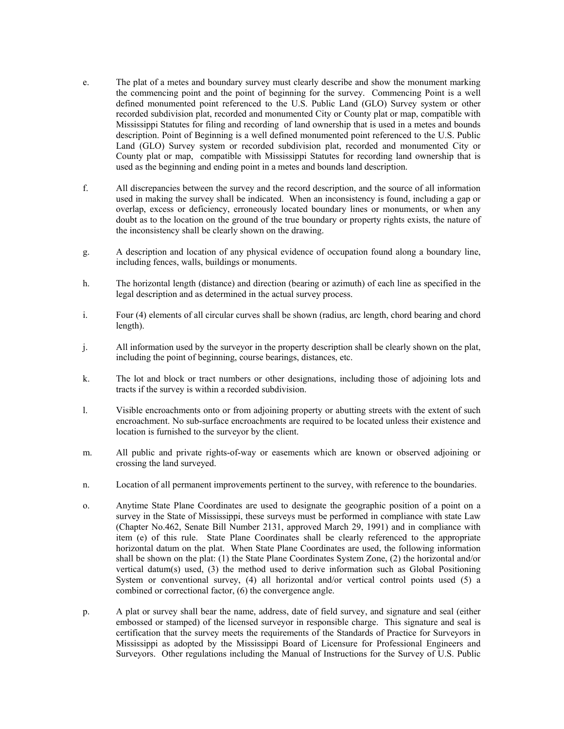e. The plat of a metes and boundary survey must clearly describe and show the monument marking the commencing point and the point of beginning for the survey. Commencing Point is a well defined monumented point referenced to the U.S. Public Land (GLO) Survey system or other recorded subdivision plat, recorded and monumented City or County plat or map, compatible with Mississippi Statutes for filing and recording of land ownership that is used in a metes and bounds description. Point of Beginning is a well defined monumented point referenced to the U.S. Public Land (GLO) Survey system or recorded subdivision plat, recorded and monumented City or County plat or map, compatible with Mississippi Statutes for recording land ownership that is used as the beginning and ending point in a metes and bounds land description.

f. All discrepancies between the survey and the record description, and the source of all information used in making the survey shall be indicated. When an inconsistency is found, including a gap or overlap, excess or deficiency, erroneously located boundary lines or monuments, or when any doubt as to the location on the ground of the true boundary or property rights exists, the nature of the inconsistency shall be clearly shown on the drawing.

g. A description and location of any physical evidence of occupation found along a boundary line, including fences, walls, buildings or monuments.

h. The horizontal length (distance) and direction (bearing or azimuth) of each line as specified in the legal description and as determined in the actual survey process.

i. Four (4) elements of all circular curves shall be shown (radius, arc length, chord bearing and chord length).

j. All information used by the surveyor in the property description shall be clearly shown on the plat, including the point of beginning, course bearings, distances, etc.

k. The lot and block or tract numbers or other designations, including those of adjoining lots and tracts if the survey is within a recorded subdivision.

l. Visible encroachments onto or from adjoining property or abutting streets with the extent of such encroachment. No sub-surface encroachments are required to be located unless their existence and location is furnished to the surveyor by the client.

m. All public and private rights-of-way or easements which are known or observed adjoining or crossing the land surveyed.

n. Location of all permanent improvements pertinent to the survey, with reference to the boundaries.

o. Anytime State Plane Coordinates are used to designate the geographic position of a point on a survey in the State of Mississippi, these surveys must be performed in compliance with state Law (Chapter No.462, Senate Bill Number 2131, approved March 29, 1991) and in compliance with item (e) of this rule. State Plane Coordinates shall be clearly referenced to the appropriate horizontal datum on the plat. When State Plane Coordinates are used, the following information shall be shown on the plat: (1) the State Plane Coordinates System Zone, (2) the horizontal and/or vertical datum(s) used, (3) the method used to derive information such as Global Positioning System or conventional survey, (4) all horizontal and/or vertical control points used (5) a combined or correctional factor, (6) the convergence angle.

p. A plat or survey shall bear the name, address, date of field survey, and signature and seal (either embossed or stamped) of the licensed surveyor in responsible charge. This signature and seal is certification that the survey meets the requirements of the Standards of Practice for Surveyors in Mississippi as adopted by the Mississippi Board of Licensure for Professional Engineers and Surveyors. Other regulations including the Manual of Instructions for the Survey of U.S. Public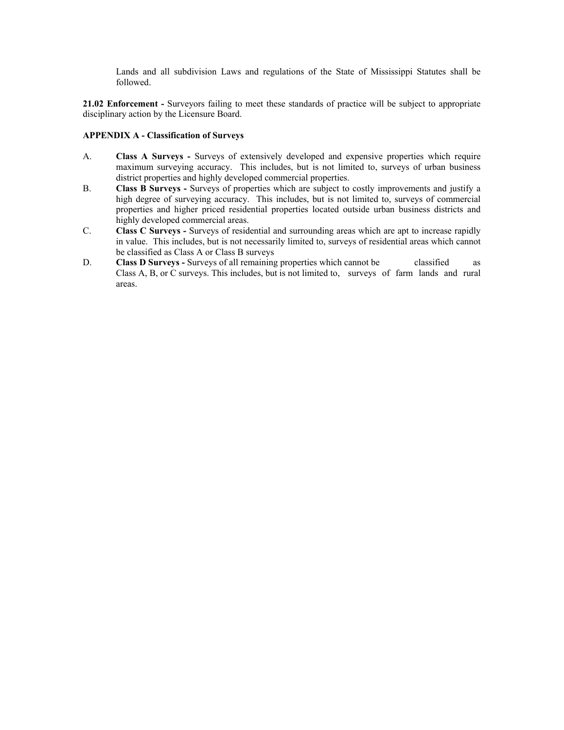Lands and all subdivision Laws and regulations of the State of Mississippi Statutes shall be followed.

**21.02 Enforcement -** Surveyors failing to meet these standards of practice will be subject to appropriate disciplinary action by the Licensure Board.

**APPENDIX A - Classification of Surveys**

A. **Class A Surveys -** Surveys of extensively developed and expensive properties which require maximum surveying accuracy. This includes, but is not limited to, surveys of urban business district properties and highly developed commercial properties.

B. **Class B Surveys -** Surveys of properties which are subject to costly improvements and justify a high degree of surveying accuracy. This includes, but is not limited to, surveys of commercial properties and higher priced residential properties located outside urban business districts and highly developed commercial areas.

C. **Class C Surveys -** Surveys of residential and surrounding areas which are apt to increase rapidly in value. This includes, but is not necessarily limited to, surveys of residential areas which cannot be classified as Class A or Class B surveys

D. **Class D Surveys -** Surveys of all remaining properties which cannot be classified as Class A, B, or C surveys. This includes, but is not limited to, surveys of farm lands and rural areas.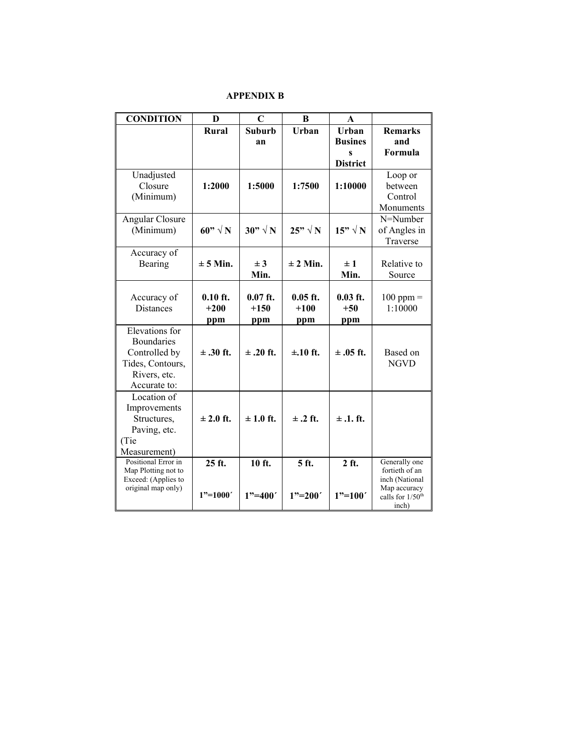**APPENDIX B**

| CONDITION | D | C | B | A | |
|---|---|---|---|---|---|
| | **Rural** | **Suburban** | **Urban** | **Urban Business District** | **Remarks and Formula** |
| Unadjusted Closure (Minimum) | **1:2000** | **1:5000** | **1:7500** | **1:10000** | Loop or between Control Monuments |
| Angular Closure (Minimum) | **60" √ N** | **30" √ N** | **25" √ N** | **15" √ N** | N=Number of Angles in Traverse |
| Accuracy of Bearing | **± 5 Min.** | **± 3 Min.** | **± 2 Min.** | **± 1 Min.** | Relative to Source |
| Accuracy of Distances | **0.10 ft. +200 ppm** | **0.07 ft. +150 ppm** | **0.05 ft. +100 ppm** | **0.03 ft. +50 ppm** | 100 ppm = 1:10000 |
| Elevations for Boundaries Controlled by Tides, Contours, Rivers, etc. Accurate to: | **± .30 ft.** | **± .20 ft.** | **±.10 ft.** | **± .05 ft.** | Based on NGVD |
| Location of Improvements Structures, Paving, etc. (Tie Measurement) | **± 2.0 ft.** | **± 1.0 ft.** | **± .2 ft.** | **± .1. ft.** | |
| Positional Error in Map Plotting not to Exceed: (Applies to original map only) | **25 ft.** **1"=1000´** | **10 ft.** **1"=400´** | **5 ft.** **1"=200´** | **2 ft.** **1"=100´** | Generally one fortieth of an inch (National Map accuracy calls for 1/50th inch) |